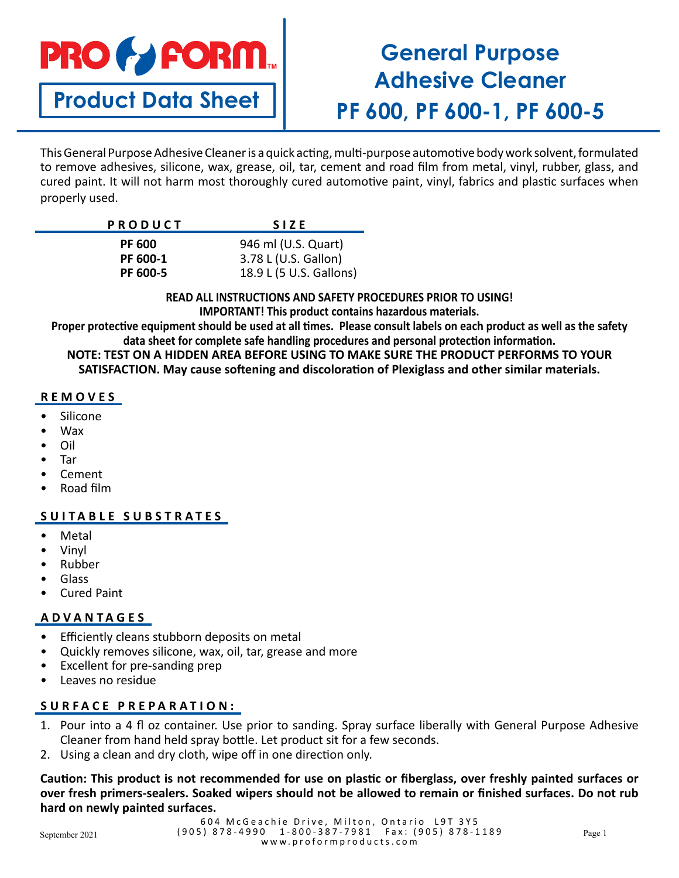**PRO FORM**™

**Product Data Sheet**

# General Purpose Adhesive Cleaner
# PF 600, PF 600-1, PF 600-5

This General Purpose Adhesive Cleaner is a quick acting, multi-purpose automotive body work solvent, formulated to remove adhesives, silicone, wax, grease, oil, tar, cement and road film from metal, vinyl, rubber, glass, and cured paint. It will not harm most thoroughly cured automotive paint, vinyl, fabrics and plastic surfaces when properly used.

| PRODUCT | SIZE |
|---|---|
| **PF 600** | 946 ml (U.S. Quart) |
| **PF 600-1** | 3.78 L (U.S. Gallon) |
| **PF 600-5** | 18.9 L (5 U.S. Gallons) |

**READ ALL INSTRUCTIONS AND SAFETY PROCEDURES PRIOR TO USING!**
**IMPORTANT! This product contains hazardous materials.**
**Proper protective equipment should be used at all times. Please consult labels on each product as well as the safety data sheet for complete safe handling procedures and personal protection information.**
**NOTE: TEST ON A HIDDEN AREA BEFORE USING TO MAKE SURE THE PRODUCT PERFORMS TO YOUR SATISFACTION. May cause softening and discoloration of Plexiglass and other similar materials.**

## REMOVES

- Silicone
- Wax
- Oil
- Tar
- Cement
- Road film

## SUITABLE SUBSTRATES

- Metal
- Vinyl
- Rubber
- Glass
- Cured Paint

## ADVANTAGES

- Efficiently cleans stubborn deposits on metal
- Quickly removes silicone, wax, oil, tar, grease and more
- Excellent for pre-sanding prep
- Leaves no residue

## SURFACE PREPARATION:

1. Pour into a 4 fl oz container. Use prior to sanding. Spray surface liberally with General Purpose Adhesive Cleaner from hand held spray bottle. Let product sit for a few seconds.
2. Using a clean and dry cloth, wipe off in one direction only.

**Caution: This product is not recommended for use on plastic or fiberglass, over freshly painted surfaces or over fresh primers-sealers. Soaked wipers should not be allowed to remain or finished surfaces. Do not rub hard on newly painted surfaces.**

604 McGeachie Drive, Milton, Ontario L9T 3Y5
(905) 878-4990 1-800-387-7981 Fax: (905) 878-1189
www.proformproducts.com

September 2021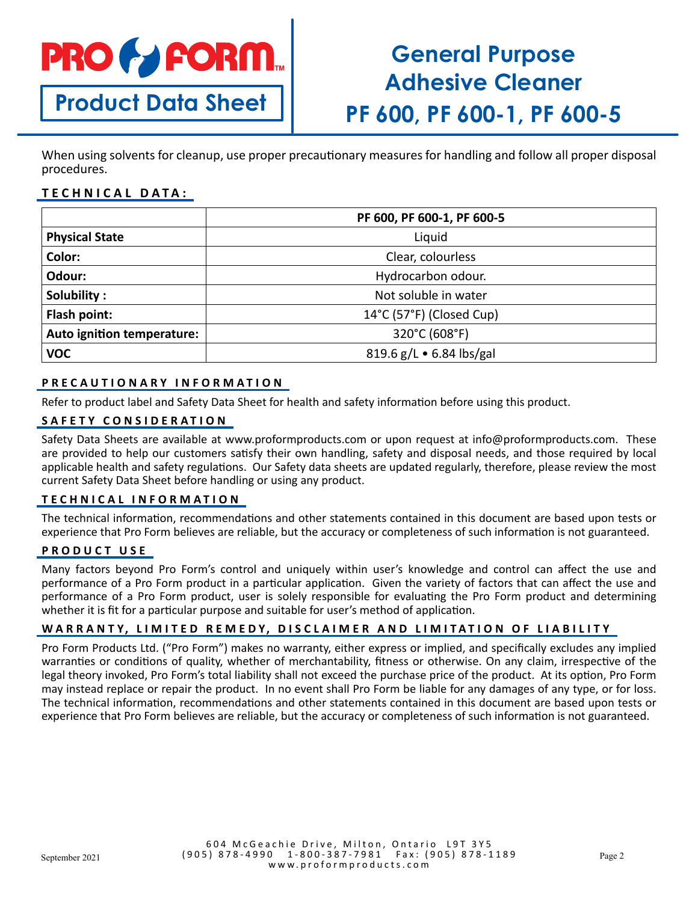# General Purpose Adhesive Cleaner

## PF 600, PF 600-1, PF 600-5

When using solvents for cleanup, use proper precautionary measures for handling and follow all proper disposal procedures.

### TECHNICAL DATA:

| | PF 600, PF 600-1, PF 600-5 |
|---|---|
| **Physical State** | Liquid |
| **Color:** | Clear, colourless |
| **Odour:** | Hydrocarbon odour. |
| **Solubility :** | Not soluble in water |
| **Flash point:** | 14°C (57°F) (Closed Cup) |
| **Auto ignition temperature:** | 320°C (608°F) |
| **VOC** | 819.6 g/L • 6.84 lbs/gal |

### PRECAUTIONARY INFORMATION

Refer to product label and Safety Data Sheet for health and safety information before using this product.

### SAFETY CONSIDERATION

Safety Data Sheets are available at www.proformproducts.com or upon request at info@proformproducts.com. These are provided to help our customers satisfy their own handling, safety and disposal needs, and those required by local applicable health and safety regulations. Our Safety data sheets are updated regularly, therefore, please review the most current Safety Data Sheet before handling or using any product.

### TECHNICAL INFORMATION

The technical information, recommendations and other statements contained in this document are based upon tests or experience that Pro Form believes are reliable, but the accuracy or completeness of such information is not guaranteed.

### PRODUCT USE

Many factors beyond Pro Form's control and uniquely within user's knowledge and control can affect the use and performance of a Pro Form product in a particular application. Given the variety of factors that can affect the use and performance of a Pro Form product, user is solely responsible for evaluating the Pro Form product and determining whether it is fit for a particular purpose and suitable for user's method of application.

### WARRANTY, LIMITED REMEDY, DISCLAIMER AND LIMITATION OF LIABILITY

Pro Form Products Ltd. ("Pro Form") makes no warranty, either express or implied, and specifically excludes any implied warranties or conditions of quality, whether of merchantability, fitness or otherwise. On any claim, irrespective of the legal theory invoked, Pro Form's total liability shall not exceed the purchase price of the product. At its option, Pro Form may instead replace or repair the product. In no event shall Pro Form be liable for any damages of any type, or for loss. The technical information, recommendations and other statements contained in this document are based upon tests or experience that Pro Form believes are reliable, but the accuracy or completeness of such information is not guaranteed.

604 McGeachie Drive, Milton, Ontario L9T 3Y5
(905) 878-4990 1-800-387-7981 Fax: (905) 878-1189
www.proformproducts.com

September 2021